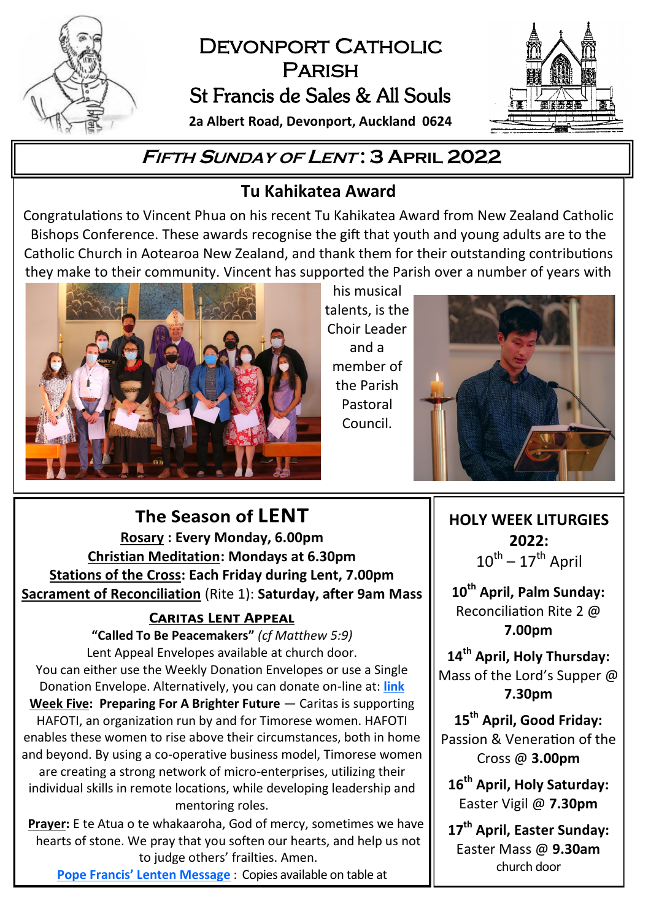# Devonport Catholic Parish

## St Francis de Sales & All Souls

**2a Albert Road, Devonport, Auckland 0624**

## *Fifth Sunday of Lent*: 3 April 2022

### Tu Kahikatea Award

Congratulations to Vincent Phua on his recent Tu Kahikatea Award from New Zealand Catholic Bishops Conference. These awards recognise the gift that youth and young adults are to the Catholic Church in Aotearoa New Zealand, and thank them for their outstanding contributions they make to their community. Vincent has supported the Parish over a number of years with his musical talents, is the Choir Leader and a member of the Parish Pastoral Council.

### The Season of LENT

**Rosary : Every Monday, 6.00pm**
**Christian Meditation: Mondays at 6.30pm**
**Stations of the Cross: Each Friday during Lent, 7.00pm**
**Sacrament of Reconciliation** (Rite 1): **Saturday, after 9am Mass**

#### Caritas Lent Appeal

**"Called To Be Peacemakers"** *(cf Matthew 5:9)*

Lent Appeal Envelopes available at church door.

You can either use the Weekly Donation Envelopes or use a Single Donation Envelope. Alternatively, you can donate on-line at: **link**

**Week Five: Preparing For A Brighter Future** — Caritas is supporting HAFOTI, an organization run by and for Timorese women. HAFOTI enables these women to rise above their circumstances, both in home and beyond. By using a co-operative business model, Timorese women are creating a strong network of micro-enterprises, utilizing their individual skills in remote locations, while developing leadership and mentoring roles.

**Prayer:** E te Atua o te whakaaroha, God of mercy, sometimes we have hearts of stone. We pray that you soften our hearts, and help us not to judge others' frailties. Amen.

**Pope Francis' Lenten Message** : Copies available on table at church door

### HOLY WEEK LITURGIES 2022:

10th – 17th April

**10th April, Palm Sunday:** Reconciliation Rite 2 @ **7.00pm**

**14th April, Holy Thursday:** Mass of the Lord's Supper @ **7.30pm**

**15th April, Good Friday:** Passion & Veneration of the Cross @ **3.00pm**

**16th April, Holy Saturday:** Easter Vigil @ **7.30pm**

**17th April, Easter Sunday:** Easter Mass @ **9.30am**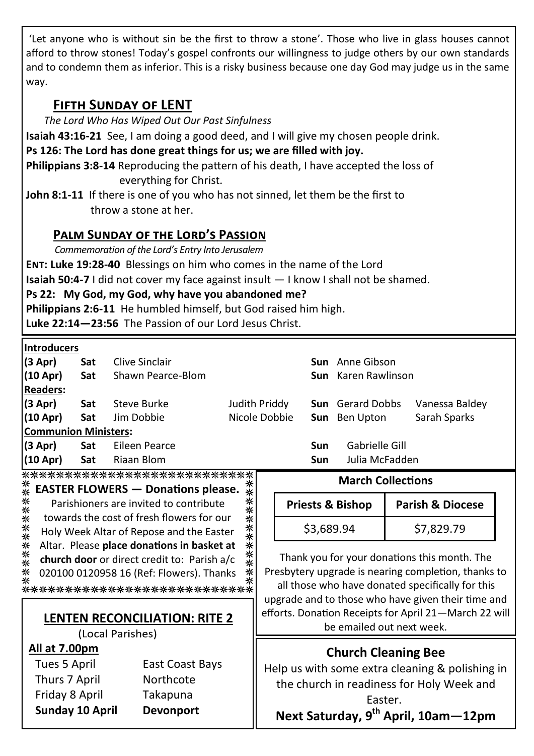'Let anyone who is without sin be the first to throw a stone'. Those who live in glass houses cannot afford to throw stones! Today's gospel confronts our willingness to judge others by our own standards and to condemn them as inferior. This is a risky business because one day God may judge us in the same way.

## Fifth Sunday of LENT

*The Lord Who Has Wiped Out Our Past Sinfulness*

**Isaiah 43:16-21** See, I am doing a good deed, and I will give my chosen people drink.

**Ps 126: The Lord has done great things for us; we are filled with joy.**

**Philippians 3:8-14** Reproducing the pattern of his death, I have accepted the loss of everything for Christ.

**John 8:1-11** If there is one of you who has not sinned, let them be the first to throw a stone at her.

## Palm Sunday of the Lord's Passion

*Commemoration of the Lord's Entry Into Jerusalem*

**Ent: Luke 19:28-40** Blessings on him who comes in the name of the Lord

**Isaiah 50:4-7** I did not cover my face against insult — I know I shall not be shamed.

**Ps 22: My God, my God, why have you abandoned me?**

**Philippians 2:6-11** He humbled himself, but God raised him high.

**Luke 22:14—23:56** The Passion of our Lord Jesus Christ.

| | | | | | | |
|---|---|---|---|---|---|---|
| **Introducers** | | | | | | |
| (3 Apr) | Sat | Clive Sinclair | | Sun | Anne Gibson | |
| (10 Apr) | Sat | Shawn Pearce-Blom | | Sun | Karen Rawlinson | |
| **Readers:** | | | | | | |
| (3 Apr) | Sat | Steve Burke | Judith Priddy | Sun | Gerard Dobbs | Vanessa Baldey |
| (10 Apr) | Sat | Jim Dobbie | Nicole Dobbie | Sun | Ben Upton | Sarah Sparks |
| **Communion Ministers:** | | | | | | |
| (3 Apr) | Sat | Eileen Pearce | | Sun | Gabrielle Gill | |
| (10 Apr) | Sat | Riaan Blom | | Sun | Julia McFadden | |

**EASTER FLOWERS — Donations please.**

Parishioners are invited to contribute towards the cost of fresh flowers for our Holy Week Altar of Repose and the Easter Altar. Please **place donations in basket at church door** or direct credit to: Parish a/c 020100 0120958 16 (Ref: Flowers). Thanks

## LENTEN RECONCILIATION: RITE 2

(Local Parishes)

**All at 7.00pm**

| | |
|---|---|
| Tues 5 April | East Coast Bays |
| Thurs 7 April | Northcote |
| Friday 8 April | Takapuna |
| **Sunday 10 April** | **Devonport** |

**March Collections**

| Priests & Bishop | Parish & Diocese |
|---|---|
| $3,689.94 | $7,829.79 |

Thank you for your donations this month. The Presbytery upgrade is nearing completion, thanks to all those who have donated specifically for this upgrade and to those who have given their time and efforts. Donation Receipts for April 21—March 22 will be emailed out next week.

## Church Cleaning Bee

Help us with some extra cleaning & polishing in the church in readiness for Holy Week and Easter.

**Next Saturday, 9th April, 10am—12pm**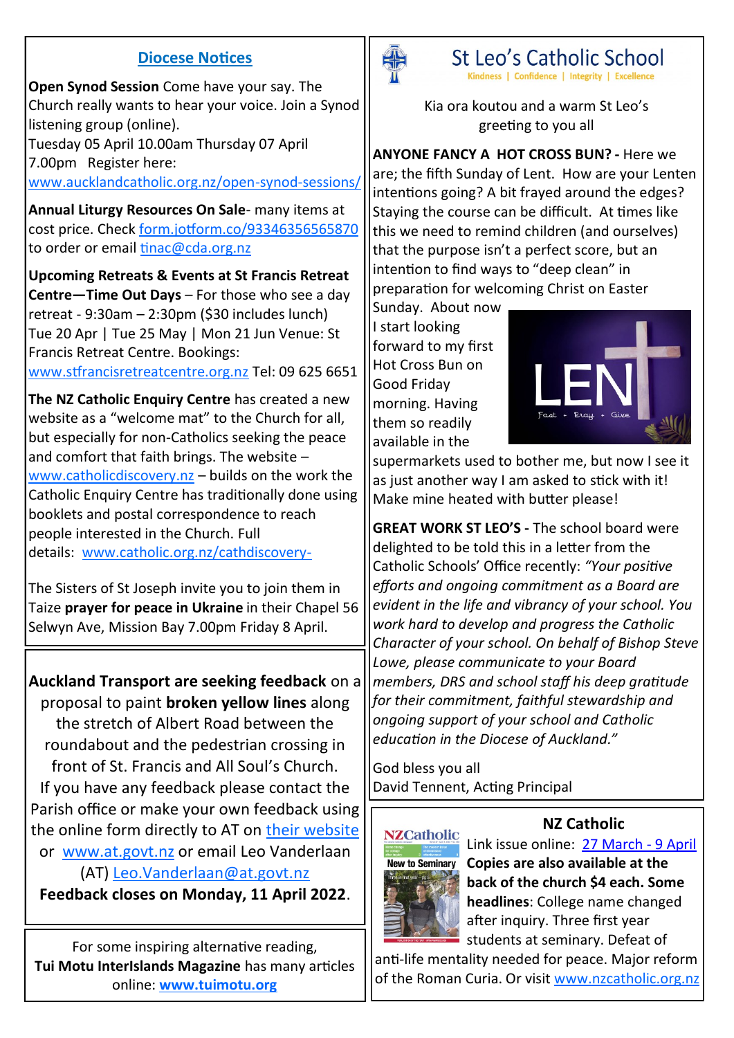## Diocese Notices

**Open Synod Session** Come have your say. The Church really wants to hear your voice. Join a Synod listening group (online).
Tuesday 05 April 10.00am Thursday 07 April 7.00pm Register here: www.aucklandcatholic.org.nz/open-synod-sessions/

**Annual Liturgy Resources On Sale**- many items at cost price. Check form.jotform.co/93346356565870 to order or email tinac@cda.org.nz

**Upcoming Retreats & Events at St Francis Retreat Centre—Time Out Days** – For those who see a day retreat - 9:30am – 2:30pm ($30 includes lunch) Tue 20 Apr | Tue 25 May | Mon 21 Jun Venue: St Francis Retreat Centre. Bookings: www.stfrancisretreatcentre.org.nz Tel: 09 625 6651

**The NZ Catholic Enquiry Centre** has created a new website as a "welcome mat" to the Church for all, but especially for non-Catholics seeking the peace and comfort that faith brings. The website – www.catholicdiscovery.nz – builds on the work the Catholic Enquiry Centre has traditionally done using booklets and postal correspondence to reach people interested in the Church. Full details: www.catholic.org.nz/cathdiscovery-

The Sisters of St Joseph invite you to join them in Taize **prayer for peace in Ukraine** in their Chapel 56 Selwyn Ave, Mission Bay 7.00pm Friday 8 April.

**Auckland Transport are seeking feedback** on a proposal to paint **broken yellow lines** along the stretch of Albert Road between the roundabout and the pedestrian crossing in front of St. Francis and All Soul's Church. If you have any feedback please contact the Parish office or make your own feedback using the online form directly to AT on their website or www.at.govt.nz or email Leo Vanderlaan (AT) Leo.Vanderlaan@at.govt.nz
**Feedback closes on Monday, 11 April 2022**.

For some inspiring alternative reading, **Tui Motu InterIslands Magazine** has many articles online: **www.tuimotu.org**

## St Leo's Catholic School

Kindness | Confidence | Integrity | Excellence

Kia ora koutou and a warm St Leo's greeting to you all

**ANYONE FANCY A HOT CROSS BUN? -** Here we are; the fifth Sunday of Lent. How are your Lenten intentions going? A bit frayed around the edges? Staying the course can be difficult. At times like this we need to remind children (and ourselves) that the purpose isn't a perfect score, but an intention to find ways to "deep clean" in preparation for welcoming Christ on Easter Sunday. About now I start looking forward to my first Hot Cross Bun on Good Friday morning. Having them so readily available in the supermarkets used to bother me, but now I see it as just another way I am asked to stick with it! Make mine heated with butter please!

**GREAT WORK ST LEO'S -** The school board were delighted to be told this in a letter from the Catholic Schools' Office recently: *"Your positive efforts and ongoing commitment as a Board are evident in the life and vibrancy of your school. You work hard to develop and progress the Catholic Character of your school. On behalf of Bishop Steve Lowe, please communicate to your Board members, DRS and school staff his deep gratitude for their commitment, faithful stewardship and ongoing support of your school and Catholic education in the Diocese of Auckland."*

God bless you all
David Tennent, Acting Principal

## NZ Catholic

Link issue online: 27 March - 9 April **Copies are also available at the back of the church $4 each. Some headlines**: College name changed after inquiry. Three first year students at seminary. Defeat of anti-life mentality needed for peace. Major reform of the Roman Curia. Or visit www.nzcatholic.org.nz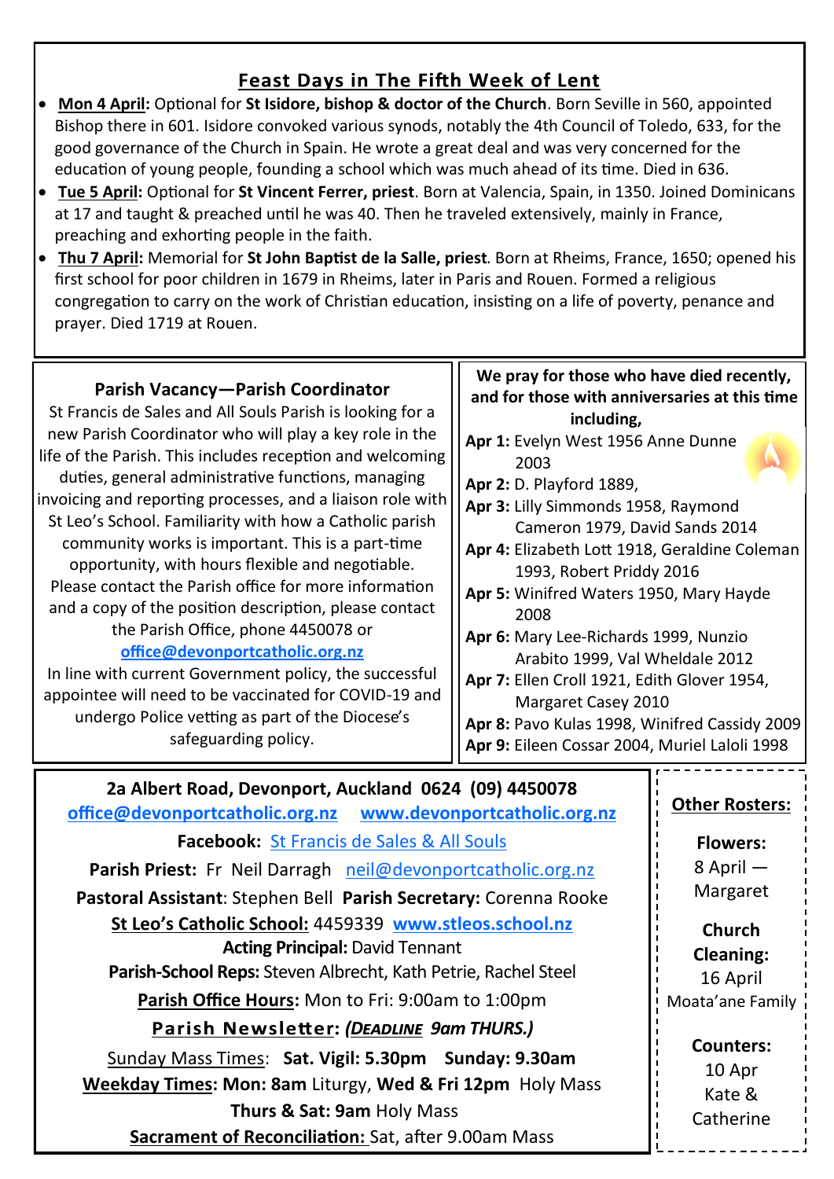## Feast Days in The Fifth Week of Lent

- **Mon 4 April:** Optional for **St Isidore, bishop & doctor of the Church**. Born Seville in 560, appointed Bishop there in 601. Isidore convoked various synods, notably the 4th Council of Toledo, 633, for the good governance of the Church in Spain. He wrote a great deal and was very concerned for the education of young people, founding a school which was much ahead of its time. Died in 636.
- **Tue 5 April:** Optional for **St Vincent Ferrer, priest**. Born at Valencia, Spain, in 1350. Joined Dominicans at 17 and taught & preached until he was 40. Then he traveled extensively, mainly in France, preaching and exhorting people in the faith.
- **Thu 7 April:** Memorial for **St John Baptist de la Salle, priest**. Born at Rheims, France, 1650; opened his first school for poor children in 1679 in Rheims, later in Paris and Rouen. Formed a religious congregation to carry on the work of Christian education, insisting on a life of poverty, penance and prayer. Died 1719 at Rouen.

### Parish Vacancy—Parish Coordinator

St Francis de Sales and All Souls Parish is looking for a new Parish Coordinator who will play a key role in the life of the Parish. This includes reception and welcoming duties, general administrative functions, managing invoicing and reporting processes, and a liaison role with St Leo's School. Familiarity with how a Catholic parish community works is important. This is a part-time opportunity, with hours flexible and negotiable. Please contact the Parish office for more information and a copy of the position description, please contact the Parish Office, phone 4450078 or **office@devonportcatholic.org.nz**

In line with current Government policy, the successful appointee will need to be vaccinated for COVID-19 and undergo Police vetting as part of the Diocese's safeguarding policy.

**We pray for those who have died recently, and for those with anniversaries at this time including,**

**Apr 1:** Evelyn West 1956 Anne Dunne 2003
**Apr 2:** D. Playford 1889,
**Apr 3:** Lilly Simmonds 1958, Raymond Cameron 1979, David Sands 2014
**Apr 4:** Elizabeth Lott 1918, Geraldine Coleman 1993, Robert Priddy 2016
**Apr 5:** Winifred Waters 1950, Mary Hayde 2008
**Apr 6:** Mary Lee-Richards 1999, Nunzio Arabito 1999, Val Wheldale 2012
**Apr 7:** Ellen Croll 1921, Edith Glover 1954, Margaret Casey 2010
**Apr 8:** Pavo Kulas 1998, Winifred Cassidy 2009
**Apr 9:** Eileen Cossar 2004, Muriel Laloli 1998

**2a Albert Road, Devonport, Auckland 0624 (09) 4450078**
**office@devonportcatholic.org.nz** **www.devonportcatholic.org.nz**
**Facebook:** St Francis de Sales & All Souls
**Parish Priest:** Fr Neil Darragh neil@devonportcatholic.org.nz
**Pastoral Assistant**: Stephen Bell **Parish Secretary:** Corenna Rooke
**St Leo's Catholic School:** 4459339 **www.stleos.school.nz**
**Acting Principal:** David Tennant
**Parish-School Reps:** Steven Albrecht, Kath Petrie, Rachel Steel
**Parish Office Hours:** Mon to Fri: 9:00am to 1:00pm
**Parish Newsletter: (*DEADLINE 9am THURS.*)**
Sunday Mass Times: **Sat. Vigil: 5.30pm Sunday: 9.30am**
**Weekday Times: Mon: 8am** Liturgy, **Wed & Fri 12pm** Holy Mass
**Thurs & Sat: 9am** Holy Mass
**Sacrament of Reconciliation:** Sat, after 9.00am Mass

**Other Rosters:**

**Flowers:** 8 April — Margaret

**Church Cleaning:** 16 April Moata'ane Family

**Counters:** 10 Apr Kate & Catherine